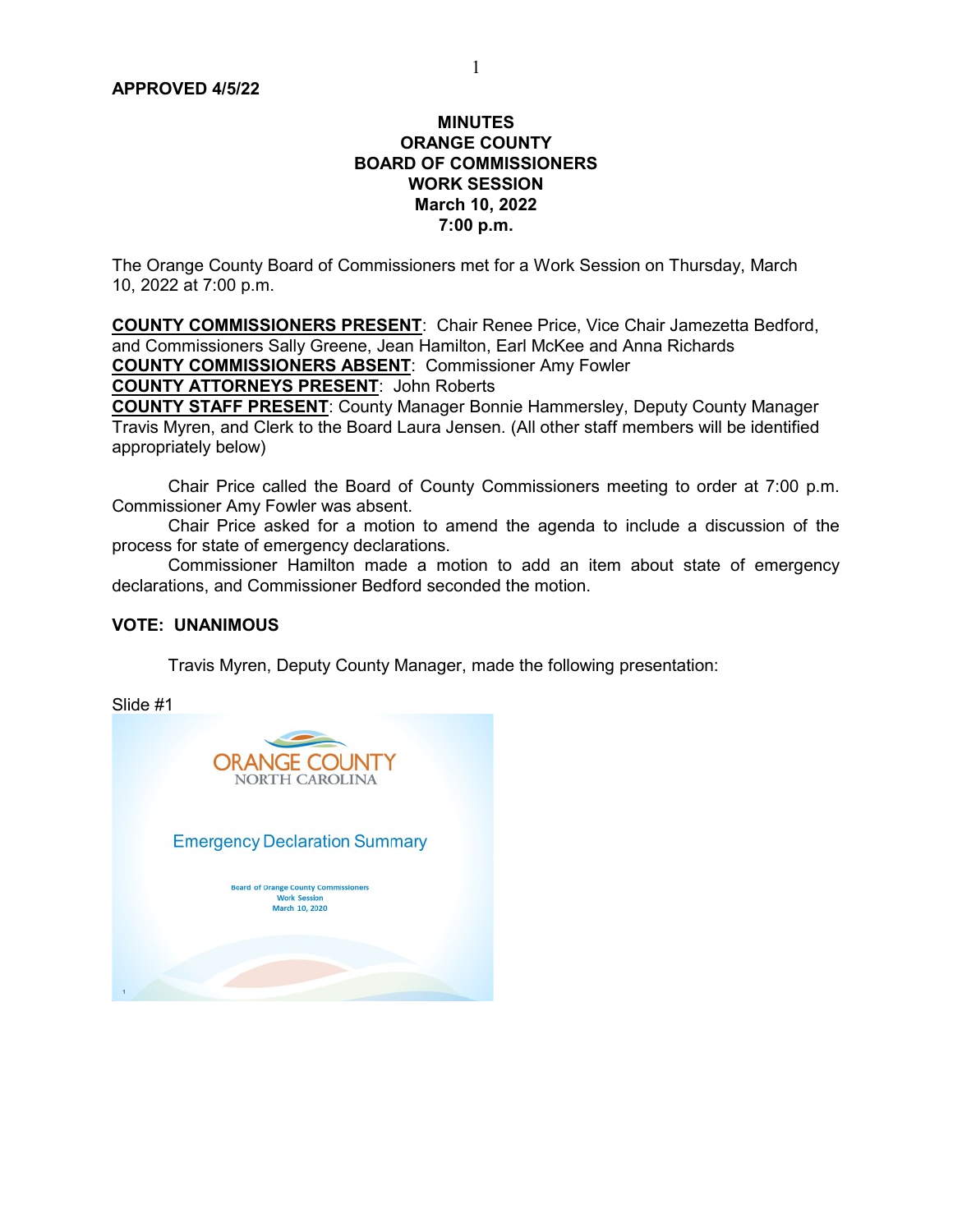**APPROVED 4/5/22**

# MINUTES
# ORANGE COUNTY
# BOARD OF COMMISSIONERS
# WORK SESSION
# March 10, 2022
# 7:00 p.m.

The Orange County Board of Commissioners met for a Work Session on Thursday, March 10, 2022 at 7:00 p.m.

**COUNTY COMMISSIONERS PRESENT**: Chair Renee Price, Vice Chair Jamezetta Bedford, and Commissioners Sally Greene, Jean Hamilton, Earl McKee and Anna Richards
**COUNTY COMMISSIONERS ABSENT**: Commissioner Amy Fowler
**COUNTY ATTORNEYS PRESENT**: John Roberts
**COUNTY STAFF PRESENT**: County Manager Bonnie Hammersley, Deputy County Manager Travis Myren, and Clerk to the Board Laura Jensen. (All other staff members will be identified appropriately below)

Chair Price called the Board of County Commissioners meeting to order at 7:00 p.m. Commissioner Amy Fowler was absent.

Chair Price asked for a motion to amend the agenda to include a discussion of the process for state of emergency declarations.

Commissioner Hamilton made a motion to add an item about state of emergency declarations, and Commissioner Bedford seconded the motion.

**VOTE: UNANIMOUS**

Travis Myren, Deputy County Manager, made the following presentation:

Slide #1

ORANGE COUNTY
NORTH CAROLINA

Emergency Declaration Summary

Board of Orange County Commissioners
Work Session
March 10, 2020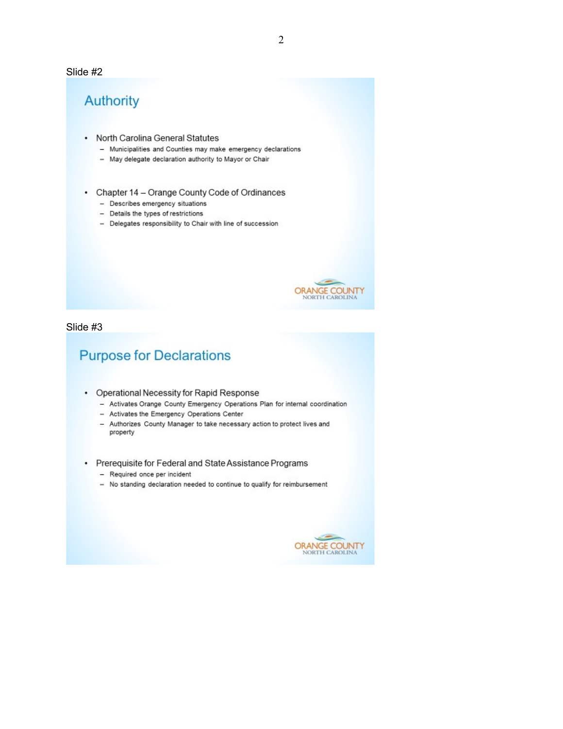Slide #2

## Authority

- North Carolina General Statutes
  - Municipalities and Counties may make emergency declarations
  - May delegate declaration authority to Mayor or Chair
- Chapter 14 – Orange County Code of Ordinances
  - Describes emergency situations
  - Details the types of restrictions
  - Delegates responsibility to Chair with line of succession

ORANGE COUNTY
NORTH CAROLINA

Slide #3

## Purpose for Declarations

- Operational Necessity for Rapid Response
  - Activates Orange County Emergency Operations Plan for internal coordination
  - Activates the Emergency Operations Center
  - Authorizes County Manager to take necessary action to protect lives and property
- Prerequisite for Federal and State Assistance Programs
  - Required once per incident
  - No standing declaration needed to continue to qualify for reimbursement

ORANGE COUNTY
NORTH CAROLINA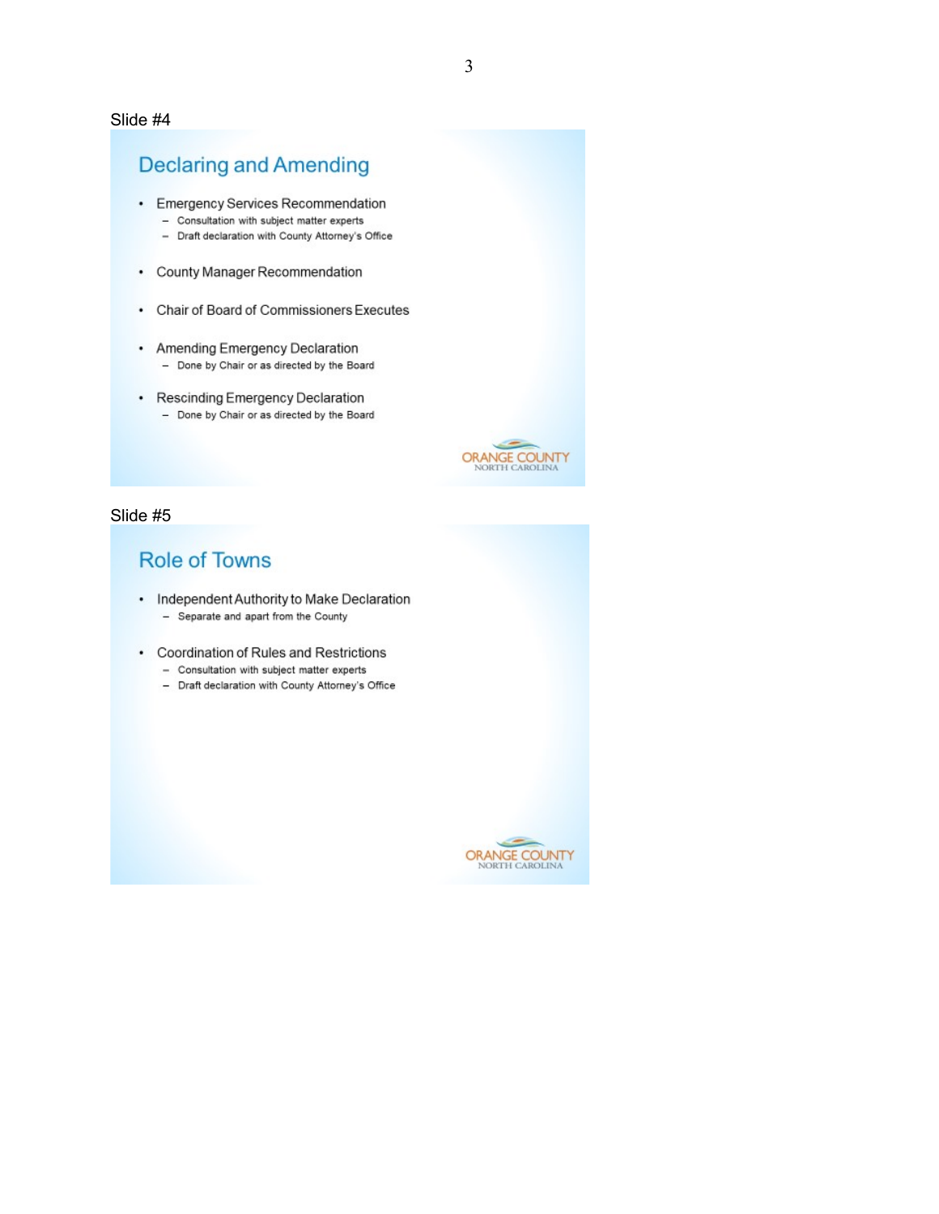Slide #4

## Declaring and Amending

- Emergency Services Recommendation
  - Consultation with subject matter experts
  - Draft declaration with County Attorney's Office
- County Manager Recommendation
- Chair of Board of Commissioners Executes
- Amending Emergency Declaration
  - Done by Chair or as directed by the Board
- Rescinding Emergency Declaration
  - Done by Chair or as directed by the Board

ORANGE COUNTY
NORTH CAROLINA

Slide #5

## Role of Towns

- Independent Authority to Make Declaration
  - Separate and apart from the County
- Coordination of Rules and Restrictions
  - Consultation with subject matter experts
  - Draft declaration with County Attorney's Office

ORANGE COUNTY
NORTH CAROLINA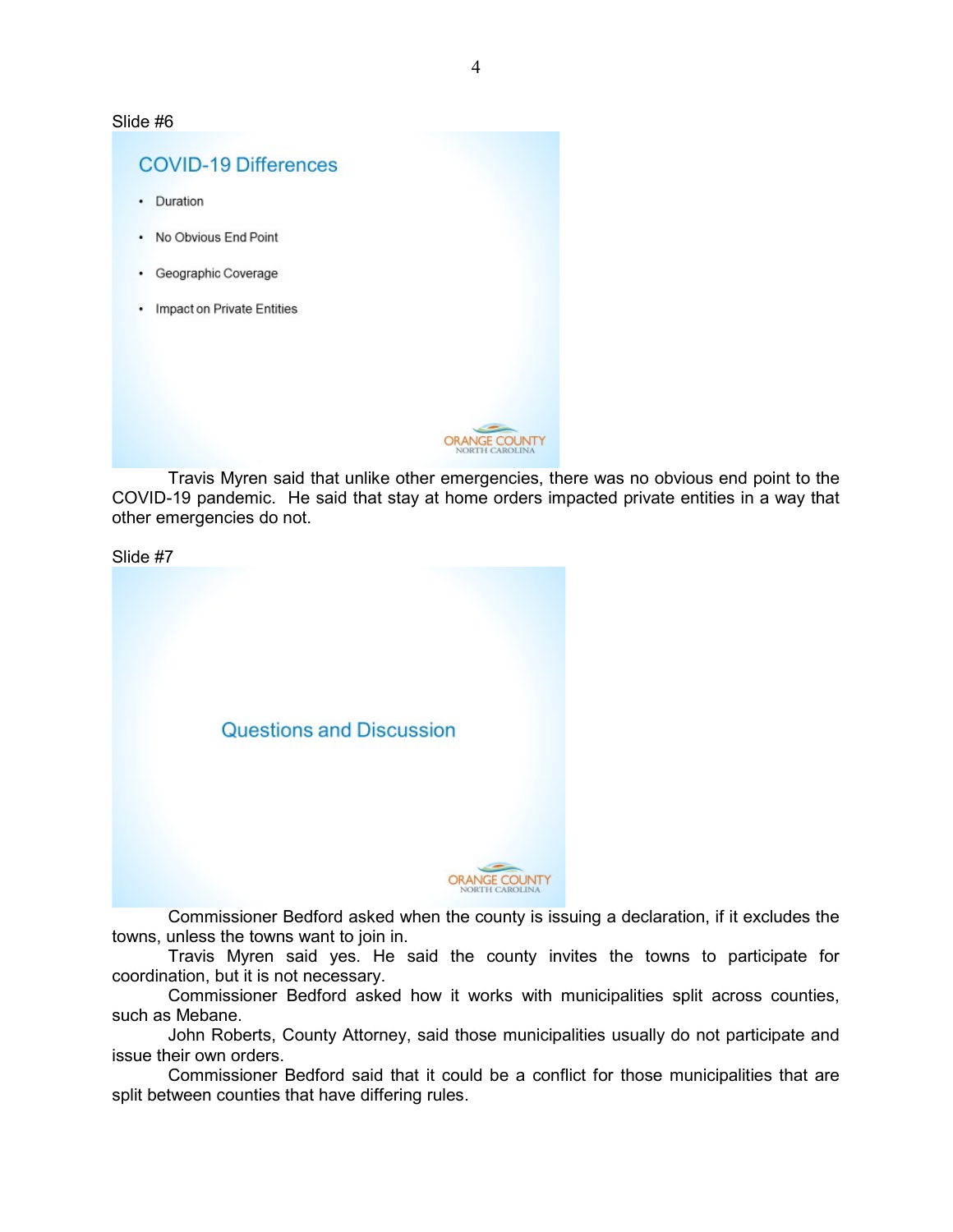Slide #6

## COVID-19 Differences

- Duration
- No Obvious End Point
- Geographic Coverage
- Impact on Private Entities

ORANGE COUNTY
NORTH CAROLINA

Travis Myren said that unlike other emergencies, there was no obvious end point to the COVID-19 pandemic. He said that stay at home orders impacted private entities in a way that other emergencies do not.

Slide #7

## Questions and Discussion

ORANGE COUNTY
NORTH CAROLINA

Commissioner Bedford asked when the county is issuing a declaration, if it excludes the towns, unless the towns want to join in.

Travis Myren said yes. He said the county invites the towns to participate for coordination, but it is not necessary.

Commissioner Bedford asked how it works with municipalities split across counties, such as Mebane.

John Roberts, County Attorney, said those municipalities usually do not participate and issue their own orders.

Commissioner Bedford said that it could be a conflict for those municipalities that are split between counties that have differing rules.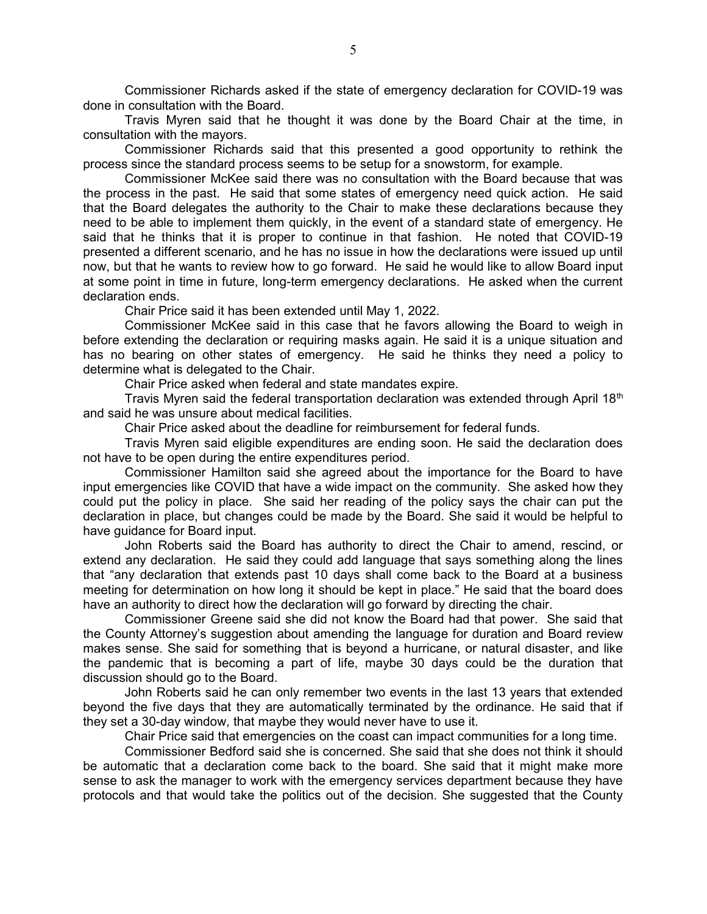Commissioner Richards asked if the state of emergency declaration for COVID-19 was done in consultation with the Board.

Travis Myren said that he thought it was done by the Board Chair at the time, in consultation with the mayors.

Commissioner Richards said that this presented a good opportunity to rethink the process since the standard process seems to be setup for a snowstorm, for example.

Commissioner McKee said there was no consultation with the Board because that was the process in the past. He said that some states of emergency need quick action. He said that the Board delegates the authority to the Chair to make these declarations because they need to be able to implement them quickly, in the event of a standard state of emergency. He said that he thinks that it is proper to continue in that fashion. He noted that COVID-19 presented a different scenario, and he has no issue in how the declarations were issued up until now, but that he wants to review how to go forward. He said he would like to allow Board input at some point in time in future, long-term emergency declarations. He asked when the current declaration ends.

Chair Price said it has been extended until May 1, 2022.

Commissioner McKee said in this case that he favors allowing the Board to weigh in before extending the declaration or requiring masks again. He said it is a unique situation and has no bearing on other states of emergency. He said he thinks they need a policy to determine what is delegated to the Chair.

Chair Price asked when federal and state mandates expire.

Travis Myren said the federal transportation declaration was extended through April 18th and said he was unsure about medical facilities.

Chair Price asked about the deadline for reimbursement for federal funds.

Travis Myren said eligible expenditures are ending soon. He said the declaration does not have to be open during the entire expenditures period.

Commissioner Hamilton said she agreed about the importance for the Board to have input emergencies like COVID that have a wide impact on the community. She asked how they could put the policy in place. She said her reading of the policy says the chair can put the declaration in place, but changes could be made by the Board. She said it would be helpful to have guidance for Board input.

John Roberts said the Board has authority to direct the Chair to amend, rescind, or extend any declaration. He said they could add language that says something along the lines that "any declaration that extends past 10 days shall come back to the Board at a business meeting for determination on how long it should be kept in place." He said that the board does have an authority to direct how the declaration will go forward by directing the chair.

Commissioner Greene said she did not know the Board had that power. She said that the County Attorney's suggestion about amending the language for duration and Board review makes sense. She said for something that is beyond a hurricane, or natural disaster, and like the pandemic that is becoming a part of life, maybe 30 days could be the duration that discussion should go to the Board.

John Roberts said he can only remember two events in the last 13 years that extended beyond the five days that they are automatically terminated by the ordinance. He said that if they set a 30-day window, that maybe they would never have to use it.

Chair Price said that emergencies on the coast can impact communities for a long time.

Commissioner Bedford said she is concerned. She said that she does not think it should be automatic that a declaration come back to the board. She said that it might make more sense to ask the manager to work with the emergency services department because they have protocols and that would take the politics out of the decision. She suggested that the County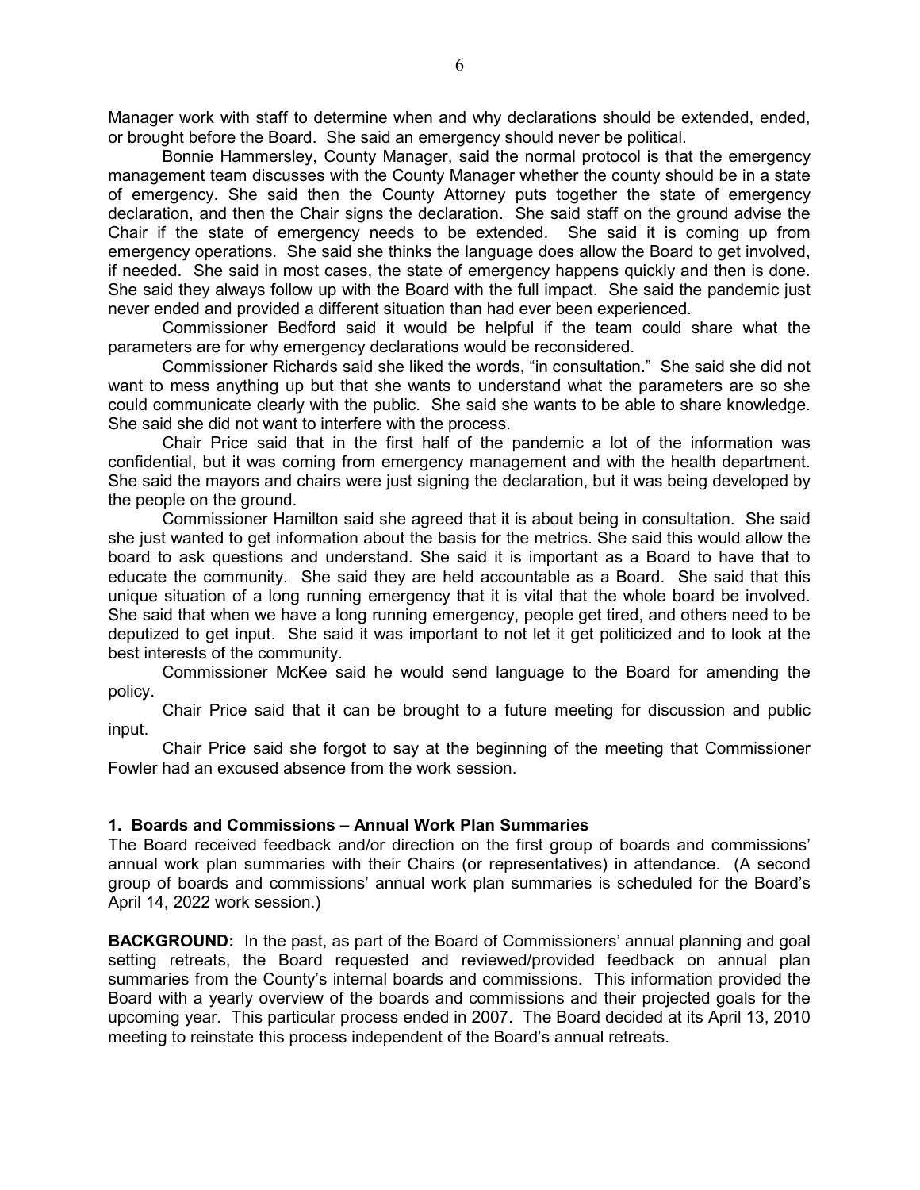Manager work with staff to determine when and why declarations should be extended, ended, or brought before the Board. She said an emergency should never be political.

Bonnie Hammersley, County Manager, said the normal protocol is that the emergency management team discusses with the County Manager whether the county should be in a state of emergency. She said then the County Attorney puts together the state of emergency declaration, and then the Chair signs the declaration. She said staff on the ground advise the Chair if the state of emergency needs to be extended. She said it is coming up from emergency operations. She said she thinks the language does allow the Board to get involved, if needed. She said in most cases, the state of emergency happens quickly and then is done. She said they always follow up with the Board with the full impact. She said the pandemic just never ended and provided a different situation than had ever been experienced.

Commissioner Bedford said it would be helpful if the team could share what the parameters are for why emergency declarations would be reconsidered.

Commissioner Richards said she liked the words, "in consultation." She said she did not want to mess anything up but that she wants to understand what the parameters are so she could communicate clearly with the public. She said she wants to be able to share knowledge. She said she did not want to interfere with the process.

Chair Price said that in the first half of the pandemic a lot of the information was confidential, but it was coming from emergency management and with the health department. She said the mayors and chairs were just signing the declaration, but it was being developed by the people on the ground.

Commissioner Hamilton said she agreed that it is about being in consultation. She said she just wanted to get information about the basis for the metrics. She said this would allow the board to ask questions and understand. She said it is important as a Board to have that to educate the community. She said they are held accountable as a Board. She said that this unique situation of a long running emergency that it is vital that the whole board be involved. She said that when we have a long running emergency, people get tired, and others need to be deputized to get input. She said it was important to not let it get politicized and to look at the best interests of the community.

Commissioner McKee said he would send language to the Board for amending the policy.

Chair Price said that it can be brought to a future meeting for discussion and public input.

Chair Price said she forgot to say at the beginning of the meeting that Commissioner Fowler had an excused absence from the work session.

**1. Boards and Commissions – Annual Work Plan Summaries**

The Board received feedback and/or direction on the first group of boards and commissions' annual work plan summaries with their Chairs (or representatives) in attendance. (A second group of boards and commissions' annual work plan summaries is scheduled for the Board's April 14, 2022 work session.)

**BACKGROUND:** In the past, as part of the Board of Commissioners' annual planning and goal setting retreats, the Board requested and reviewed/provided feedback on annual plan summaries from the County's internal boards and commissions. This information provided the Board with a yearly overview of the boards and commissions and their projected goals for the upcoming year. This particular process ended in 2007. The Board decided at its April 13, 2010 meeting to reinstate this process independent of the Board's annual retreats.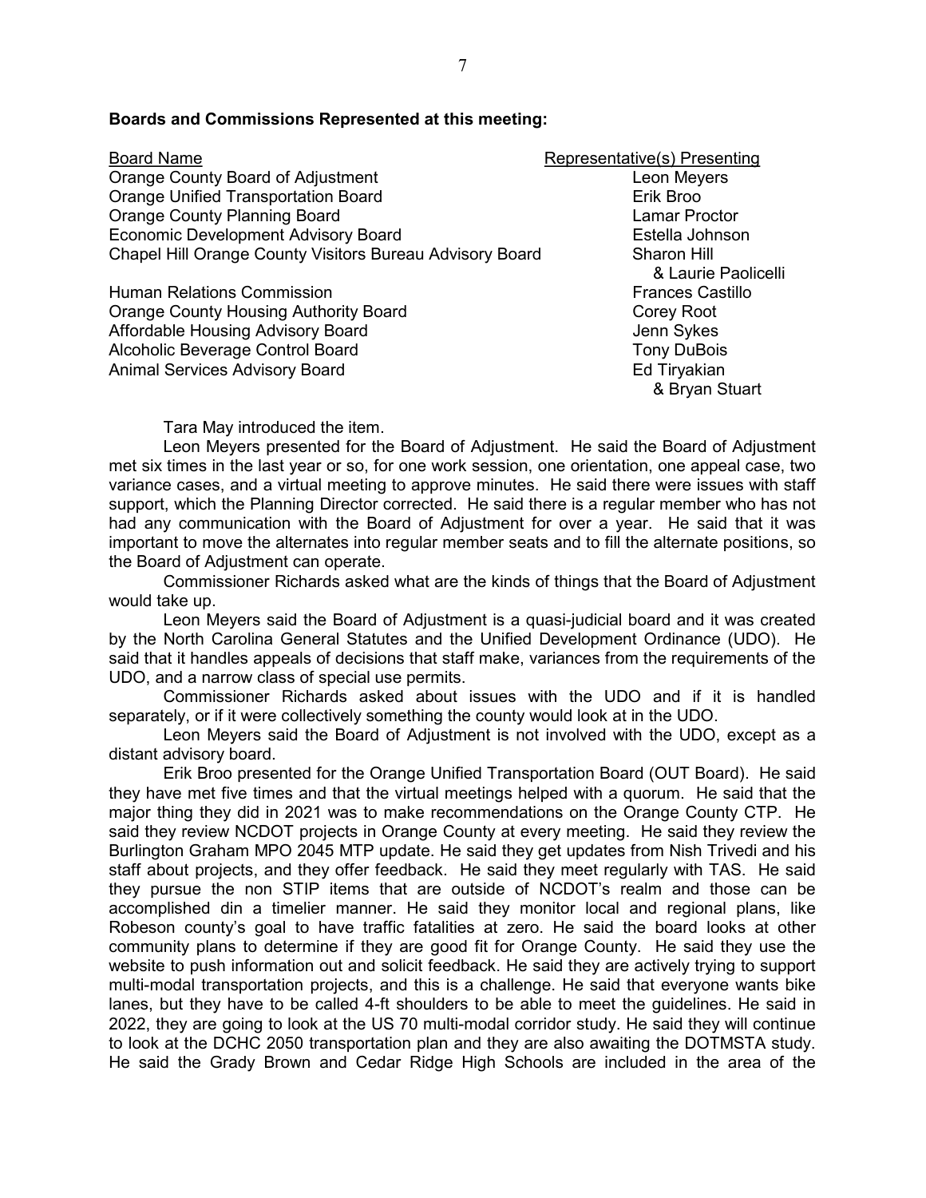**Boards and Commissions Represented at this meeting:**

| Board Name | Representative(s) Presenting |
|---|---|
| Orange County Board of Adjustment | Leon Meyers |
| Orange Unified Transportation Board | Erik Broo |
| Orange County Planning Board | Lamar Proctor |
| Economic Development Advisory Board | Estella Johnson |
| Chapel Hill Orange County Visitors Bureau Advisory Board | Sharon Hill & Laurie Paolicelli |
| Human Relations Commission | Frances Castillo |
| Orange County Housing Authority Board | Corey Root |
| Affordable Housing Advisory Board | Jenn Sykes |
| Alcoholic Beverage Control Board | Tony DuBois |
| Animal Services Advisory Board | Ed Tiryakian & Bryan Stuart |

Tara May introduced the item.

Leon Meyers presented for the Board of Adjustment. He said the Board of Adjustment met six times in the last year or so, for one work session, one orientation, one appeal case, two variance cases, and a virtual meeting to approve minutes. He said there were issues with staff support, which the Planning Director corrected. He said there is a regular member who has not had any communication with the Board of Adjustment for over a year. He said that it was important to move the alternates into regular member seats and to fill the alternate positions, so the Board of Adjustment can operate.

Commissioner Richards asked what are the kinds of things that the Board of Adjustment would take up.

Leon Meyers said the Board of Adjustment is a quasi-judicial board and it was created by the North Carolina General Statutes and the Unified Development Ordinance (UDO). He said that it handles appeals of decisions that staff make, variances from the requirements of the UDO, and a narrow class of special use permits.

Commissioner Richards asked about issues with the UDO and if it is handled separately, or if it were collectively something the county would look at in the UDO.

Leon Meyers said the Board of Adjustment is not involved with the UDO, except as a distant advisory board.

Erik Broo presented for the Orange Unified Transportation Board (OUT Board). He said they have met five times and that the virtual meetings helped with a quorum. He said that the major thing they did in 2021 was to make recommendations on the Orange County CTP. He said they review NCDOT projects in Orange County at every meeting. He said they review the Burlington Graham MPO 2045 MTP update. He said they get updates from Nish Trivedi and his staff about projects, and they offer feedback. He said they meet regularly with TAS. He said they pursue the non STIP items that are outside of NCDOT's realm and those can be accomplished din a timelier manner. He said they monitor local and regional plans, like Robeson county's goal to have traffic fatalities at zero. He said the board looks at other community plans to determine if they are good fit for Orange County. He said they use the website to push information out and solicit feedback. He said they are actively trying to support multi-modal transportation projects, and this is a challenge. He said that everyone wants bike lanes, but they have to be called 4-ft shoulders to be able to meet the guidelines. He said in 2022, they are going to look at the US 70 multi-modal corridor study. He said they will continue to look at the DCHC 2050 transportation plan and they are also awaiting the DOTMSTA study. He said the Grady Brown and Cedar Ridge High Schools are included in the area of the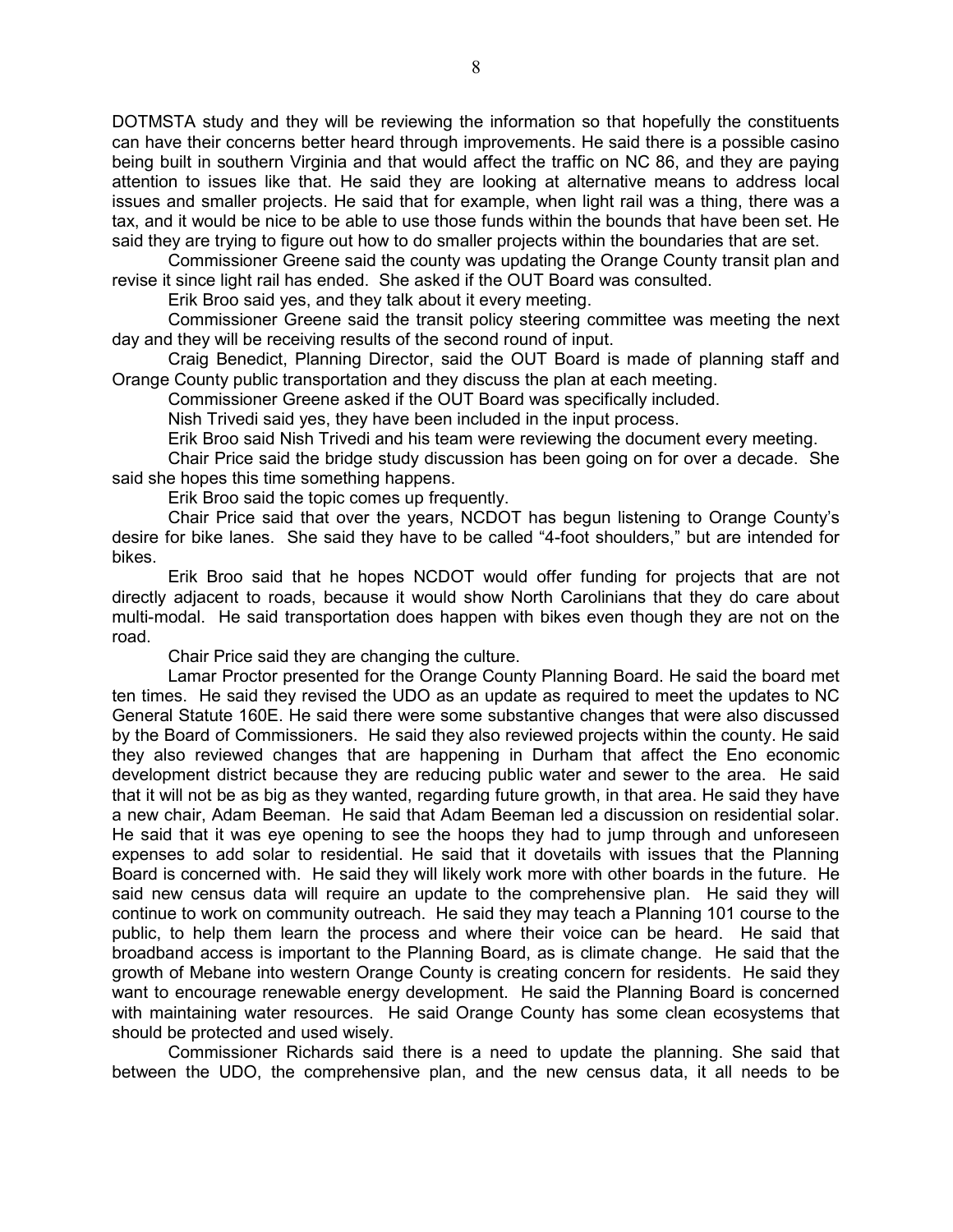DOTMSTA study and they will be reviewing the information so that hopefully the constituents can have their concerns better heard through improvements. He said there is a possible casino being built in southern Virginia and that would affect the traffic on NC 86, and they are paying attention to issues like that. He said they are looking at alternative means to address local issues and smaller projects. He said that for example, when light rail was a thing, there was a tax, and it would be nice to be able to use those funds within the bounds that have been set. He said they are trying to figure out how to do smaller projects within the boundaries that are set.

Commissioner Greene said the county was updating the Orange County transit plan and revise it since light rail has ended. She asked if the OUT Board was consulted.

Erik Broo said yes, and they talk about it every meeting.

Commissioner Greene said the transit policy steering committee was meeting the next day and they will be receiving results of the second round of input.

Craig Benedict, Planning Director, said the OUT Board is made of planning staff and Orange County public transportation and they discuss the plan at each meeting.

Commissioner Greene asked if the OUT Board was specifically included.

Nish Trivedi said yes, they have been included in the input process.

Erik Broo said Nish Trivedi and his team were reviewing the document every meeting.

Chair Price said the bridge study discussion has been going on for over a decade. She said she hopes this time something happens.

Erik Broo said the topic comes up frequently.

Chair Price said that over the years, NCDOT has begun listening to Orange County's desire for bike lanes. She said they have to be called "4-foot shoulders," but are intended for bikes.

Erik Broo said that he hopes NCDOT would offer funding for projects that are not directly adjacent to roads, because it would show North Carolinians that they do care about multi-modal. He said transportation does happen with bikes even though they are not on the road.

Chair Price said they are changing the culture.

Lamar Proctor presented for the Orange County Planning Board. He said the board met ten times. He said they revised the UDO as an update as required to meet the updates to NC General Statute 160E. He said there were some substantive changes that were also discussed by the Board of Commissioners. He said they also reviewed projects within the county. He said they also reviewed changes that are happening in Durham that affect the Eno economic development district because they are reducing public water and sewer to the area. He said that it will not be as big as they wanted, regarding future growth, in that area. He said they have a new chair, Adam Beeman. He said that Adam Beeman led a discussion on residential solar. He said that it was eye opening to see the hoops they had to jump through and unforeseen expenses to add solar to residential. He said that it dovetails with issues that the Planning Board is concerned with. He said they will likely work more with other boards in the future. He said new census data will require an update to the comprehensive plan. He said they will continue to work on community outreach. He said they may teach a Planning 101 course to the public, to help them learn the process and where their voice can be heard. He said that broadband access is important to the Planning Board, as is climate change. He said that the growth of Mebane into western Orange County is creating concern for residents. He said they want to encourage renewable energy development. He said the Planning Board is concerned with maintaining water resources. He said Orange County has some clean ecosystems that should be protected and used wisely.

Commissioner Richards said there is a need to update the planning. She said that between the UDO, the comprehensive plan, and the new census data, it all needs to be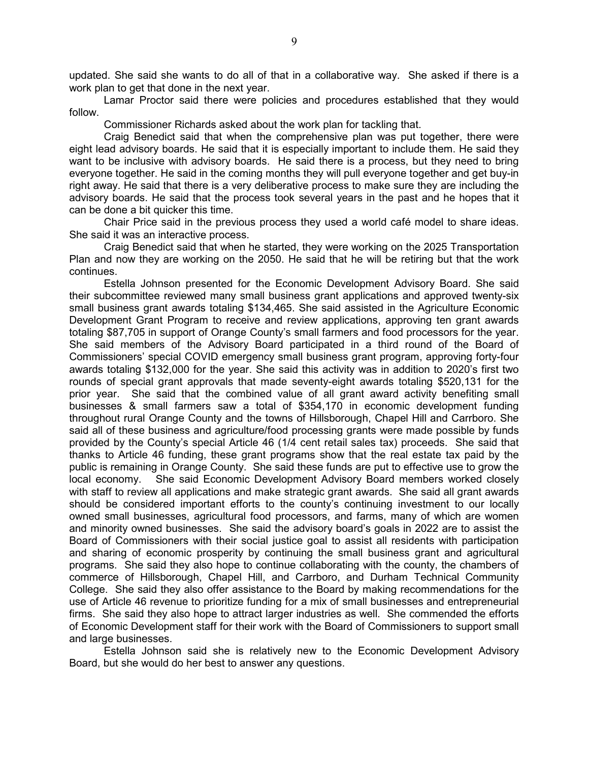updated. She said she wants to do all of that in a collaborative way. She asked if there is a work plan to get that done in the next year.

Lamar Proctor said there were policies and procedures established that they would follow.

Commissioner Richards asked about the work plan for tackling that.

Craig Benedict said that when the comprehensive plan was put together, there were eight lead advisory boards. He said that it is especially important to include them. He said they want to be inclusive with advisory boards. He said there is a process, but they need to bring everyone together. He said in the coming months they will pull everyone together and get buy-in right away. He said that there is a very deliberative process to make sure they are including the advisory boards. He said that the process took several years in the past and he hopes that it can be done a bit quicker this time.

Chair Price said in the previous process they used a world café model to share ideas. She said it was an interactive process.

Craig Benedict said that when he started, they were working on the 2025 Transportation Plan and now they are working on the 2050. He said that he will be retiring but that the work continues.

Estella Johnson presented for the Economic Development Advisory Board. She said their subcommittee reviewed many small business grant applications and approved twenty-six small business grant awards totaling $134,465. She said assisted in the Agriculture Economic Development Grant Program to receive and review applications, approving ten grant awards totaling $87,705 in support of Orange County's small farmers and food processors for the year. She said members of the Advisory Board participated in a third round of the Board of Commissioners' special COVID emergency small business grant program, approving forty-four awards totaling $132,000 for the year. She said this activity was in addition to 2020's first two rounds of special grant approvals that made seventy-eight awards totaling $520,131 for the prior year. She said that the combined value of all grant award activity benefiting small businesses & small farmers saw a total of $354,170 in economic development funding throughout rural Orange County and the towns of Hillsborough, Chapel Hill and Carrboro. She said all of these business and agriculture/food processing grants were made possible by funds provided by the County's special Article 46 (1/4 cent retail sales tax) proceeds. She said that thanks to Article 46 funding, these grant programs show that the real estate tax paid by the public is remaining in Orange County. She said these funds are put to effective use to grow the local economy. She said Economic Development Advisory Board members worked closely with staff to review all applications and make strategic grant awards. She said all grant awards should be considered important efforts to the county's continuing investment to our locally owned small businesses, agricultural food processors, and farms, many of which are women and minority owned businesses. She said the advisory board's goals in 2022 are to assist the Board of Commissioners with their social justice goal to assist all residents with participation and sharing of economic prosperity by continuing the small business grant and agricultural programs. She said they also hope to continue collaborating with the county, the chambers of commerce of Hillsborough, Chapel Hill, and Carrboro, and Durham Technical Community College. She said they also offer assistance to the Board by making recommendations for the use of Article 46 revenue to prioritize funding for a mix of small businesses and entrepreneurial firms. She said they also hope to attract larger industries as well. She commended the efforts of Economic Development staff for their work with the Board of Commissioners to support small and large businesses.

Estella Johnson said she is relatively new to the Economic Development Advisory Board, but she would do her best to answer any questions.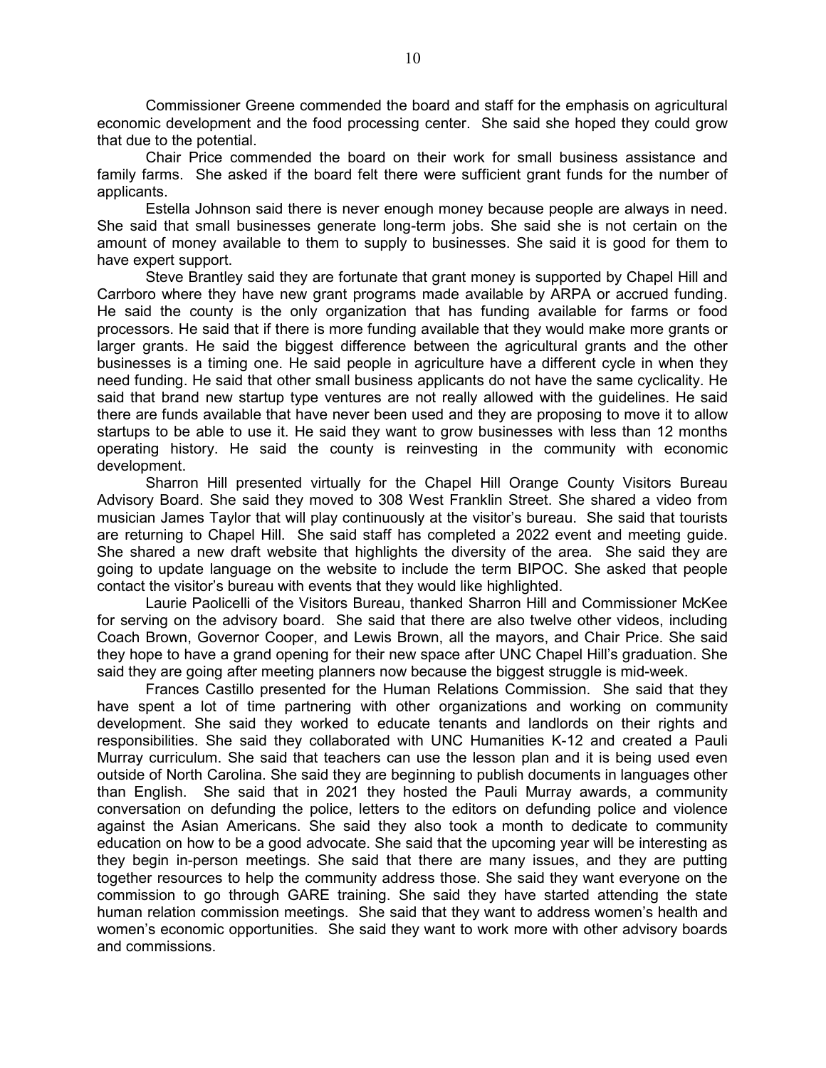Commissioner Greene commended the board and staff for the emphasis on agricultural economic development and the food processing center. She said she hoped they could grow that due to the potential.

Chair Price commended the board on their work for small business assistance and family farms. She asked if the board felt there were sufficient grant funds for the number of applicants.

Estella Johnson said there is never enough money because people are always in need. She said that small businesses generate long-term jobs. She said she is not certain on the amount of money available to them to supply to businesses. She said it is good for them to have expert support.

Steve Brantley said they are fortunate that grant money is supported by Chapel Hill and Carrboro where they have new grant programs made available by ARPA or accrued funding. He said the county is the only organization that has funding available for farms or food processors. He said that if there is more funding available that they would make more grants or larger grants. He said the biggest difference between the agricultural grants and the other businesses is a timing one. He said people in agriculture have a different cycle in when they need funding. He said that other small business applicants do not have the same cyclicality. He said that brand new startup type ventures are not really allowed with the guidelines. He said there are funds available that have never been used and they are proposing to move it to allow startups to be able to use it. He said they want to grow businesses with less than 12 months operating history. He said the county is reinvesting in the community with economic development.

Sharron Hill presented virtually for the Chapel Hill Orange County Visitors Bureau Advisory Board. She said they moved to 308 West Franklin Street. She shared a video from musician James Taylor that will play continuously at the visitor's bureau. She said that tourists are returning to Chapel Hill. She said staff has completed a 2022 event and meeting guide. She shared a new draft website that highlights the diversity of the area. She said they are going to update language on the website to include the term BIPOC. She asked that people contact the visitor's bureau with events that they would like highlighted.

Laurie Paolicelli of the Visitors Bureau, thanked Sharron Hill and Commissioner McKee for serving on the advisory board. She said that there are also twelve other videos, including Coach Brown, Governor Cooper, and Lewis Brown, all the mayors, and Chair Price. She said they hope to have a grand opening for their new space after UNC Chapel Hill's graduation. She said they are going after meeting planners now because the biggest struggle is mid-week.

Frances Castillo presented for the Human Relations Commission. She said that they have spent a lot of time partnering with other organizations and working on community development. She said they worked to educate tenants and landlords on their rights and responsibilities. She said they collaborated with UNC Humanities K-12 and created a Pauli Murray curriculum. She said that teachers can use the lesson plan and it is being used even outside of North Carolina. She said they are beginning to publish documents in languages other than English. She said that in 2021 they hosted the Pauli Murray awards, a community conversation on defunding the police, letters to the editors on defunding police and violence against the Asian Americans. She said they also took a month to dedicate to community education on how to be a good advocate. She said that the upcoming year will be interesting as they begin in-person meetings. She said that there are many issues, and they are putting together resources to help the community address those. She said they want everyone on the commission to go through GARE training. She said they have started attending the state human relation commission meetings. She said that they want to address women's health and women's economic opportunities. She said they want to work more with other advisory boards and commissions.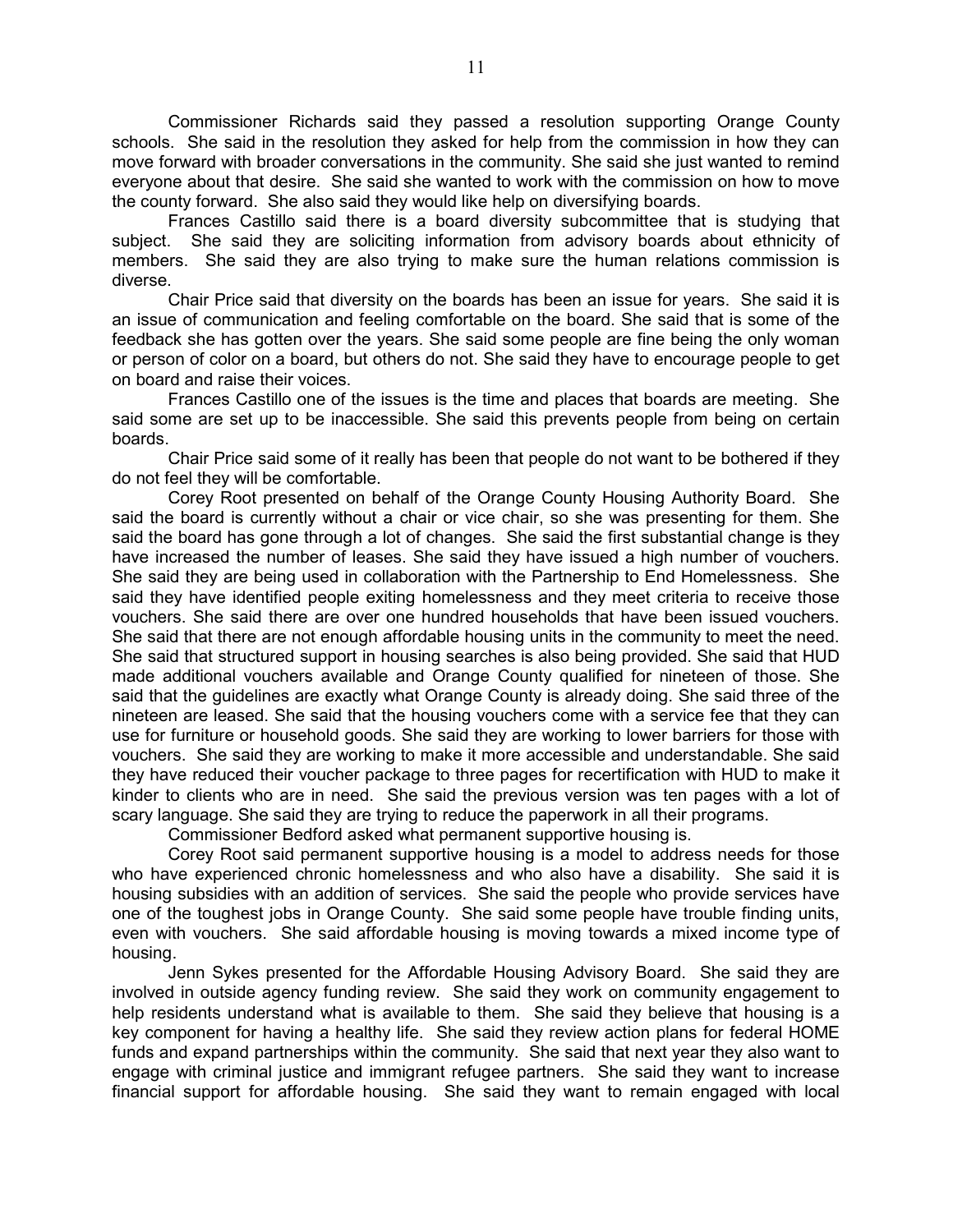Commissioner Richards said they passed a resolution supporting Orange County schools. She said in the resolution they asked for help from the commission in how they can move forward with broader conversations in the community. She said she just wanted to remind everyone about that desire. She said she wanted to work with the commission on how to move the county forward. She also said they would like help on diversifying boards.

Frances Castillo said there is a board diversity subcommittee that is studying that subject. She said they are soliciting information from advisory boards about ethnicity of members. She said they are also trying to make sure the human relations commission is diverse.

Chair Price said that diversity on the boards has been an issue for years. She said it is an issue of communication and feeling comfortable on the board. She said that is some of the feedback she has gotten over the years. She said some people are fine being the only woman or person of color on a board, but others do not. She said they have to encourage people to get on board and raise their voices.

Frances Castillo one of the issues is the time and places that boards are meeting. She said some are set up to be inaccessible. She said this prevents people from being on certain boards.

Chair Price said some of it really has been that people do not want to be bothered if they do not feel they will be comfortable.

Corey Root presented on behalf of the Orange County Housing Authority Board. She said the board is currently without a chair or vice chair, so she was presenting for them. She said the board has gone through a lot of changes. She said the first substantial change is they have increased the number of leases. She said they have issued a high number of vouchers. She said they are being used in collaboration with the Partnership to End Homelessness. She said they have identified people exiting homelessness and they meet criteria to receive those vouchers. She said there are over one hundred households that have been issued vouchers. She said that there are not enough affordable housing units in the community to meet the need. She said that structured support in housing searches is also being provided. She said that HUD made additional vouchers available and Orange County qualified for nineteen of those. She said that the guidelines are exactly what Orange County is already doing. She said three of the nineteen are leased. She said that the housing vouchers come with a service fee that they can use for furniture or household goods. She said they are working to lower barriers for those with vouchers. She said they are working to make it more accessible and understandable. She said they have reduced their voucher package to three pages for recertification with HUD to make it kinder to clients who are in need. She said the previous version was ten pages with a lot of scary language. She said they are trying to reduce the paperwork in all their programs.

Commissioner Bedford asked what permanent supportive housing is.

Corey Root said permanent supportive housing is a model to address needs for those who have experienced chronic homelessness and who also have a disability. She said it is housing subsidies with an addition of services. She said the people who provide services have one of the toughest jobs in Orange County. She said some people have trouble finding units, even with vouchers. She said affordable housing is moving towards a mixed income type of housing.

Jenn Sykes presented for the Affordable Housing Advisory Board. She said they are involved in outside agency funding review. She said they work on community engagement to help residents understand what is available to them. She said they believe that housing is a key component for having a healthy life. She said they review action plans for federal HOME funds and expand partnerships within the community. She said that next year they also want to engage with criminal justice and immigrant refugee partners. She said they want to increase financial support for affordable housing. She said they want to remain engaged with local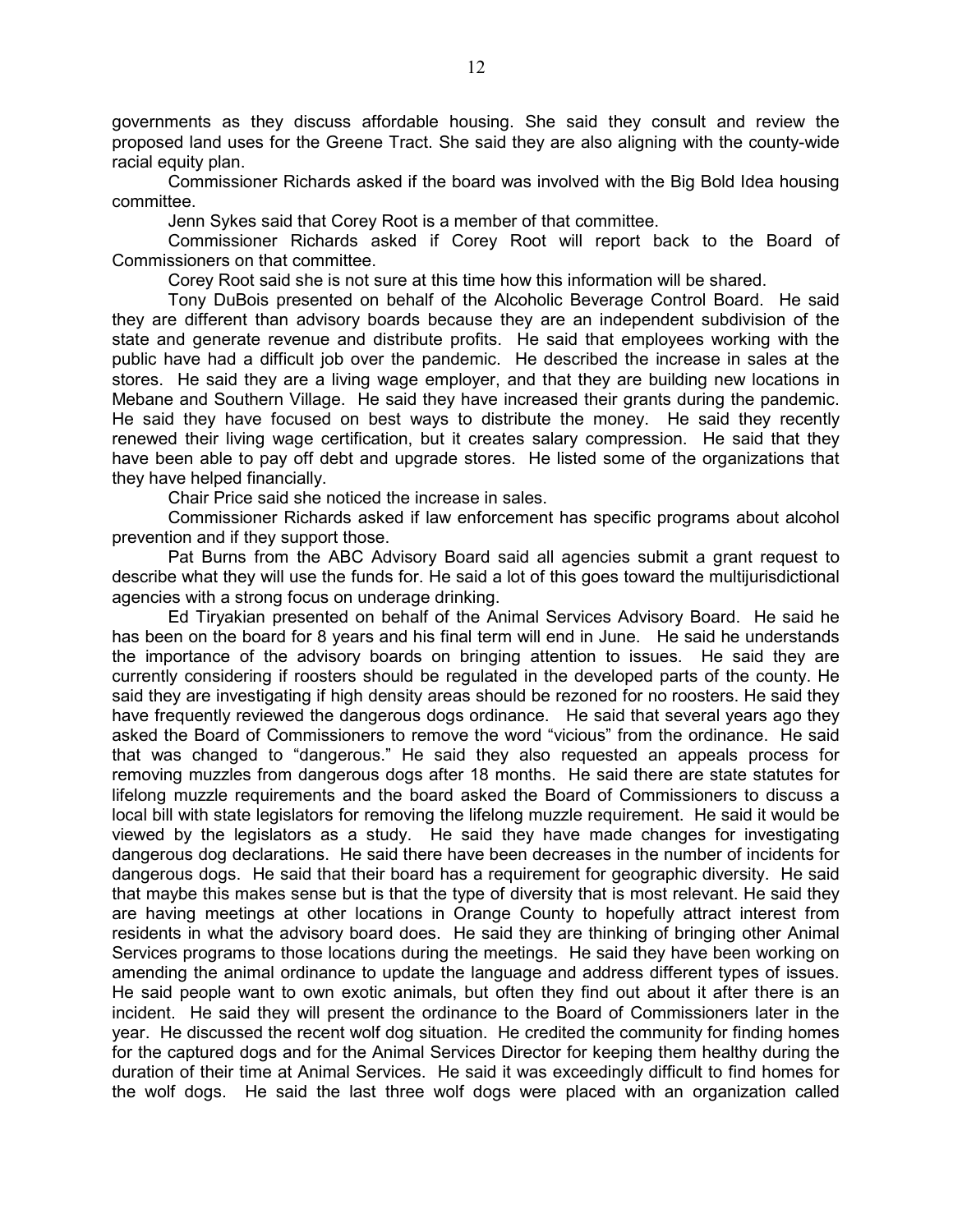governments as they discuss affordable housing. She said they consult and review the proposed land uses for the Greene Tract. She said they are also aligning with the county-wide racial equity plan.

Commissioner Richards asked if the board was involved with the Big Bold Idea housing committee.

Jenn Sykes said that Corey Root is a member of that committee.

Commissioner Richards asked if Corey Root will report back to the Board of Commissioners on that committee.

Corey Root said she is not sure at this time how this information will be shared.

Tony DuBois presented on behalf of the Alcoholic Beverage Control Board. He said they are different than advisory boards because they are an independent subdivision of the state and generate revenue and distribute profits. He said that employees working with the public have had a difficult job over the pandemic. He described the increase in sales at the stores. He said they are a living wage employer, and that they are building new locations in Mebane and Southern Village. He said they have increased their grants during the pandemic. He said they have focused on best ways to distribute the money. He said they recently renewed their living wage certification, but it creates salary compression. He said that they have been able to pay off debt and upgrade stores. He listed some of the organizations that they have helped financially.

Chair Price said she noticed the increase in sales.

Commissioner Richards asked if law enforcement has specific programs about alcohol prevention and if they support those.

Pat Burns from the ABC Advisory Board said all agencies submit a grant request to describe what they will use the funds for. He said a lot of this goes toward the multijurisdictional agencies with a strong focus on underage drinking.

Ed Tiryakian presented on behalf of the Animal Services Advisory Board. He said he has been on the board for 8 years and his final term will end in June. He said he understands the importance of the advisory boards on bringing attention to issues. He said they are currently considering if roosters should be regulated in the developed parts of the county. He said they are investigating if high density areas should be rezoned for no roosters. He said they have frequently reviewed the dangerous dogs ordinance. He said that several years ago they asked the Board of Commissioners to remove the word "vicious" from the ordinance. He said that was changed to "dangerous." He said they also requested an appeals process for removing muzzles from dangerous dogs after 18 months. He said there are state statutes for lifelong muzzle requirements and the board asked the Board of Commissioners to discuss a local bill with state legislators for removing the lifelong muzzle requirement. He said it would be viewed by the legislators as a study. He said they have made changes for investigating dangerous dog declarations. He said there have been decreases in the number of incidents for dangerous dogs. He said that their board has a requirement for geographic diversity. He said that maybe this makes sense but is that the type of diversity that is most relevant. He said they are having meetings at other locations in Orange County to hopefully attract interest from residents in what the advisory board does. He said they are thinking of bringing other Animal Services programs to those locations during the meetings. He said they have been working on amending the animal ordinance to update the language and address different types of issues. He said people want to own exotic animals, but often they find out about it after there is an incident. He said they will present the ordinance to the Board of Commissioners later in the year. He discussed the recent wolf dog situation. He credited the community for finding homes for the captured dogs and for the Animal Services Director for keeping them healthy during the duration of their time at Animal Services. He said it was exceedingly difficult to find homes for the wolf dogs. He said the last three wolf dogs were placed with an organization called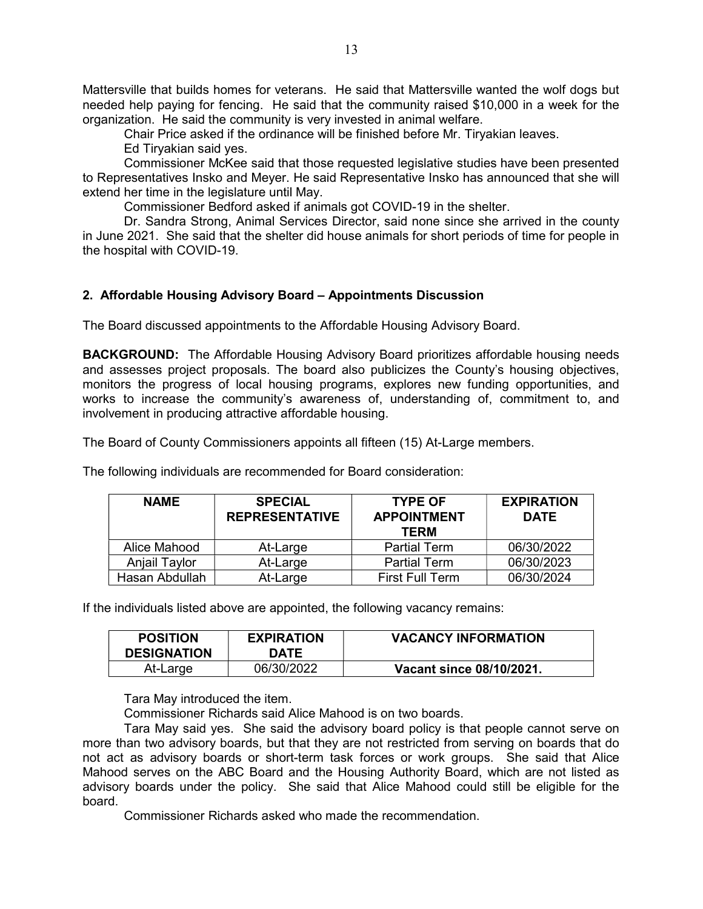Mattersville that builds homes for veterans. He said that Mattersville wanted the wolf dogs but needed help paying for fencing. He said that the community raised $10,000 in a week for the organization. He said the community is very invested in animal welfare.

Chair Price asked if the ordinance will be finished before Mr. Tiryakian leaves.

Ed Tiryakian said yes.

Commissioner McKee said that those requested legislative studies have been presented to Representatives Insko and Meyer. He said Representative Insko has announced that she will extend her time in the legislature until May.

Commissioner Bedford asked if animals got COVID-19 in the shelter.

Dr. Sandra Strong, Animal Services Director, said none since she arrived in the county in June 2021. She said that the shelter did house animals for short periods of time for people in the hospital with COVID-19.

**2. Affordable Housing Advisory Board – Appointments Discussion**

The Board discussed appointments to the Affordable Housing Advisory Board.

**BACKGROUND:** The Affordable Housing Advisory Board prioritizes affordable housing needs and assesses project proposals. The board also publicizes the County's housing objectives, monitors the progress of local housing programs, explores new funding opportunities, and works to increase the community's awareness of, understanding of, commitment to, and involvement in producing attractive affordable housing.

The Board of County Commissioners appoints all fifteen (15) At-Large members.

The following individuals are recommended for Board consideration:

| NAME | SPECIAL REPRESENTATIVE | TYPE OF APPOINTMENT TERM | EXPIRATION DATE |
|---|---|---|---|
| Alice Mahood | At-Large | Partial Term | 06/30/2022 |
| Anjail Taylor | At-Large | Partial Term | 06/30/2023 |
| Hasan Abdullah | At-Large | First Full Term | 06/30/2024 |

If the individuals listed above are appointed, the following vacancy remains:

| POSITION DESIGNATION | EXPIRATION DATE | VACANCY INFORMATION |
|---|---|---|
| At-Large | 06/30/2022 | **Vacant since 08/10/2021.** |

Tara May introduced the item.

Commissioner Richards said Alice Mahood is on two boards.

Tara May said yes. She said the advisory board policy is that people cannot serve on more than two advisory boards, but that they are not restricted from serving on boards that do not act as advisory boards or short-term task forces or work groups. She said that Alice Mahood serves on the ABC Board and the Housing Authority Board, which are not listed as advisory boards under the policy. She said that Alice Mahood could still be eligible for the board.

Commissioner Richards asked who made the recommendation.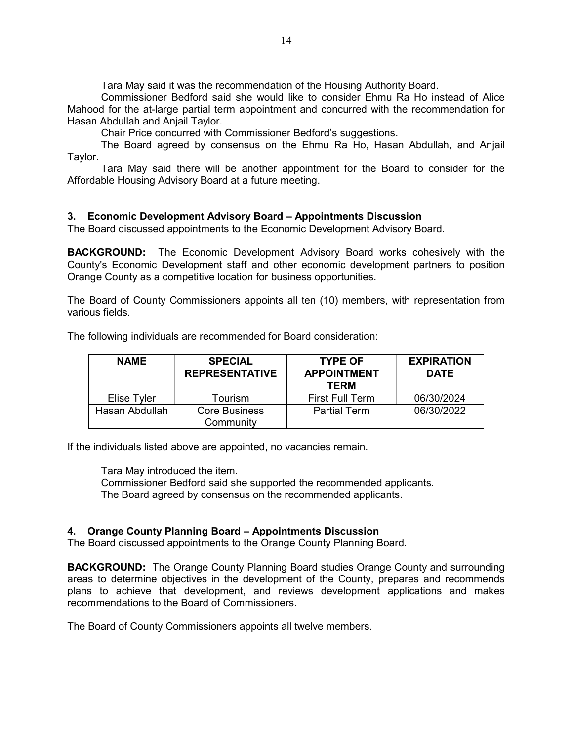Tara May said it was the recommendation of the Housing Authority Board.

Commissioner Bedford said she would like to consider Ehmu Ra Ho instead of Alice Mahood for the at-large partial term appointment and concurred with the recommendation for Hasan Abdullah and Anjail Taylor.

Chair Price concurred with Commissioner Bedford's suggestions.

The Board agreed by consensus on the Ehmu Ra Ho, Hasan Abdullah, and Anjail Taylor.

Tara May said there will be another appointment for the Board to consider for the Affordable Housing Advisory Board at a future meeting.

**3. Economic Development Advisory Board – Appointments Discussion**

The Board discussed appointments to the Economic Development Advisory Board.

**BACKGROUND:** The Economic Development Advisory Board works cohesively with the County's Economic Development staff and other economic development partners to position Orange County as a competitive location for business opportunities.

The Board of County Commissioners appoints all ten (10) members, with representation from various fields.

The following individuals are recommended for Board consideration:

| NAME | SPECIAL REPRESENTATIVE | TYPE OF APPOINTMENT TERM | EXPIRATION DATE |
|---|---|---|---|
| Elise Tyler | Tourism | First Full Term | 06/30/2024 |
| Hasan Abdullah | Core Business Community | Partial Term | 06/30/2022 |

If the individuals listed above are appointed, no vacancies remain.

Tara May introduced the item.

Commissioner Bedford said she supported the recommended applicants.

The Board agreed by consensus on the recommended applicants.

**4. Orange County Planning Board – Appointments Discussion**

The Board discussed appointments to the Orange County Planning Board.

**BACKGROUND:** The Orange County Planning Board studies Orange County and surrounding areas to determine objectives in the development of the County, prepares and recommends plans to achieve that development, and reviews development applications and makes recommendations to the Board of Commissioners.

The Board of County Commissioners appoints all twelve members.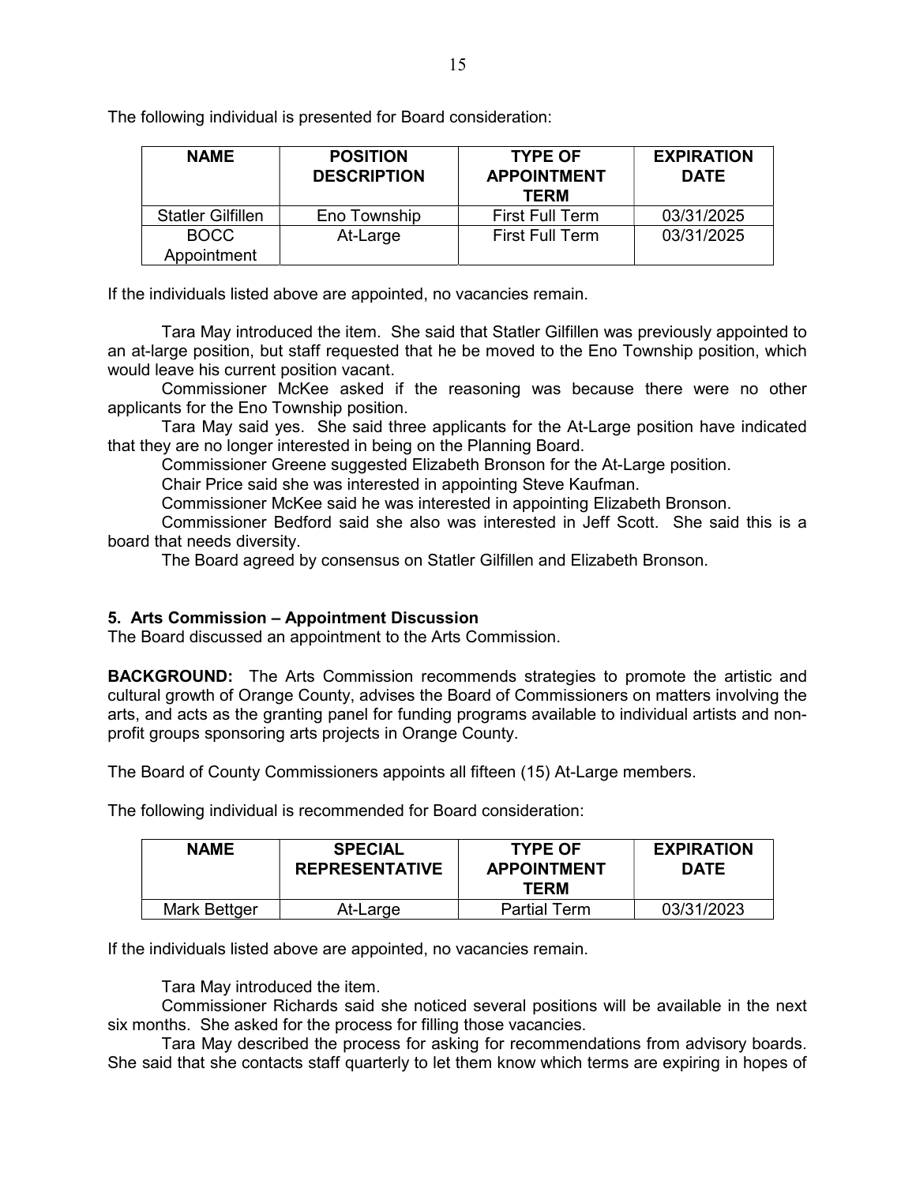The following individual is presented for Board consideration:

| NAME | POSITION DESCRIPTION | TYPE OF APPOINTMENT TERM | EXPIRATION DATE |
|---|---|---|---|
| Statler Gilfillen | Eno Township | First Full Term | 03/31/2025 |
| BOCC Appointment | At-Large | First Full Term | 03/31/2025 |

If the individuals listed above are appointed, no vacancies remain.

Tara May introduced the item. She said that Statler Gilfillen was previously appointed to an at-large position, but staff requested that he be moved to the Eno Township position, which would leave his current position vacant.

Commissioner McKee asked if the reasoning was because there were no other applicants for the Eno Township position.

Tara May said yes. She said three applicants for the At-Large position have indicated that they are no longer interested in being on the Planning Board.

Commissioner Greene suggested Elizabeth Bronson for the At-Large position.

Chair Price said she was interested in appointing Steve Kaufman.

Commissioner McKee said he was interested in appointing Elizabeth Bronson.

Commissioner Bedford said she also was interested in Jeff Scott. She said this is a board that needs diversity.

The Board agreed by consensus on Statler Gilfillen and Elizabeth Bronson.

**5. Arts Commission – Appointment Discussion**

The Board discussed an appointment to the Arts Commission.

**BACKGROUND:** The Arts Commission recommends strategies to promote the artistic and cultural growth of Orange County, advises the Board of Commissioners on matters involving the arts, and acts as the granting panel for funding programs available to individual artists and non-profit groups sponsoring arts projects in Orange County.

The Board of County Commissioners appoints all fifteen (15) At-Large members.

The following individual is recommended for Board consideration:

| NAME | SPECIAL REPRESENTATIVE | TYPE OF APPOINTMENT TERM | EXPIRATION DATE |
|---|---|---|---|
| Mark Bettger | At-Large | Partial Term | 03/31/2023 |

If the individuals listed above are appointed, no vacancies remain.

Tara May introduced the item.

Commissioner Richards said she noticed several positions will be available in the next six months. She asked for the process for filling those vacancies.

Tara May described the process for asking for recommendations from advisory boards. She said that she contacts staff quarterly to let them know which terms are expiring in hopes of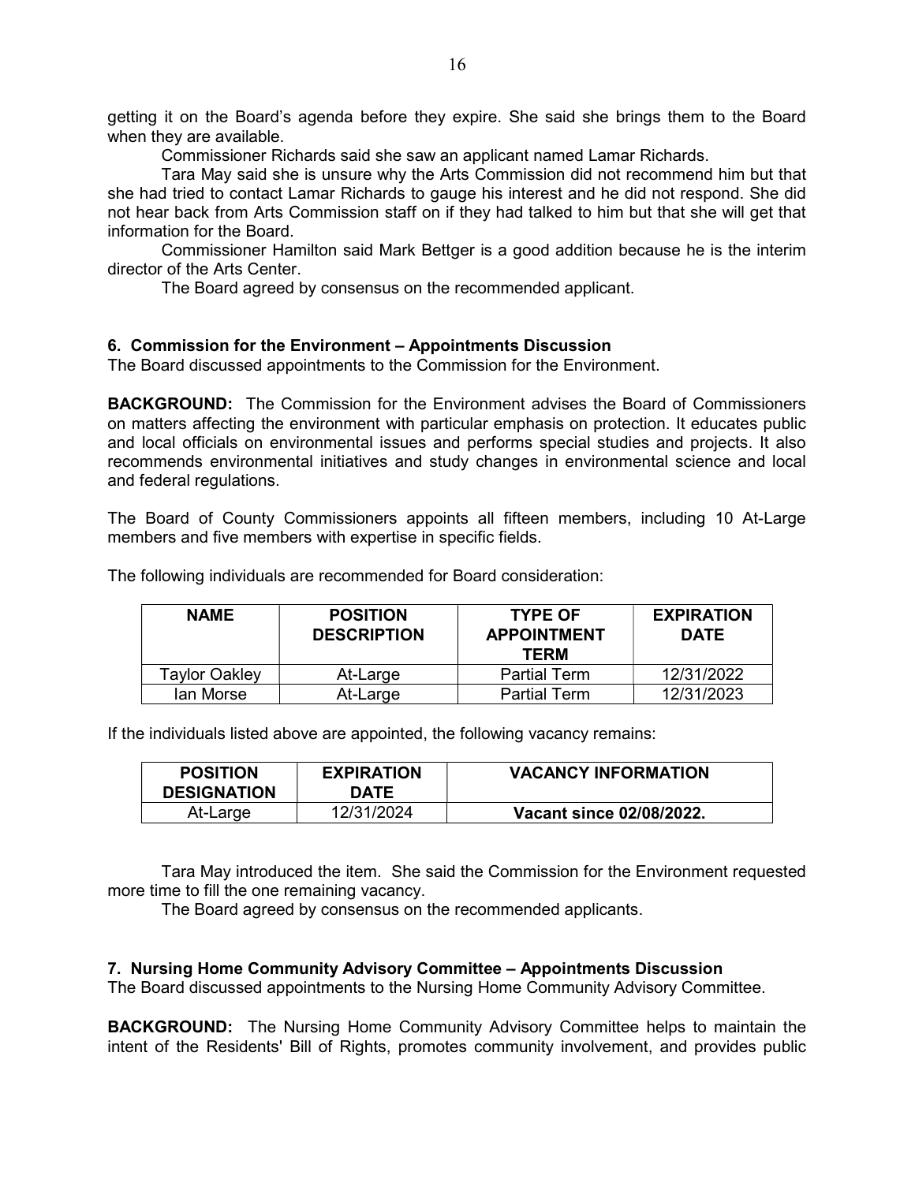getting it on the Board's agenda before they expire. She said she brings them to the Board when they are available.

Commissioner Richards said she saw an applicant named Lamar Richards.

Tara May said she is unsure why the Arts Commission did not recommend him but that she had tried to contact Lamar Richards to gauge his interest and he did not respond. She did not hear back from Arts Commission staff on if they had talked to him but that she will get that information for the Board.

Commissioner Hamilton said Mark Bettger is a good addition because he is the interim director of the Arts Center.

The Board agreed by consensus on the recommended applicant.

**6. Commission for the Environment – Appointments Discussion**

The Board discussed appointments to the Commission for the Environment.

**BACKGROUND:** The Commission for the Environment advises the Board of Commissioners on matters affecting the environment with particular emphasis on protection. It educates public and local officials on environmental issues and performs special studies and projects. It also recommends environmental initiatives and study changes in environmental science and local and federal regulations.

The Board of County Commissioners appoints all fifteen members, including 10 At-Large members and five members with expertise in specific fields.

The following individuals are recommended for Board consideration:

| NAME | POSITION DESCRIPTION | TYPE OF APPOINTMENT TERM | EXPIRATION DATE |
|---|---|---|---|
| Taylor Oakley | At-Large | Partial Term | 12/31/2022 |
| Ian Morse | At-Large | Partial Term | 12/31/2023 |

If the individuals listed above are appointed, the following vacancy remains:

| POSITION DESIGNATION | EXPIRATION DATE | VACANCY INFORMATION |
|---|---|---|
| At-Large | 12/31/2024 | **Vacant since 02/08/2022.** |

Tara May introduced the item. She said the Commission for the Environment requested more time to fill the one remaining vacancy.

The Board agreed by consensus on the recommended applicants.

**7. Nursing Home Community Advisory Committee – Appointments Discussion**

The Board discussed appointments to the Nursing Home Community Advisory Committee.

**BACKGROUND:** The Nursing Home Community Advisory Committee helps to maintain the intent of the Residents' Bill of Rights, promotes community involvement, and provides public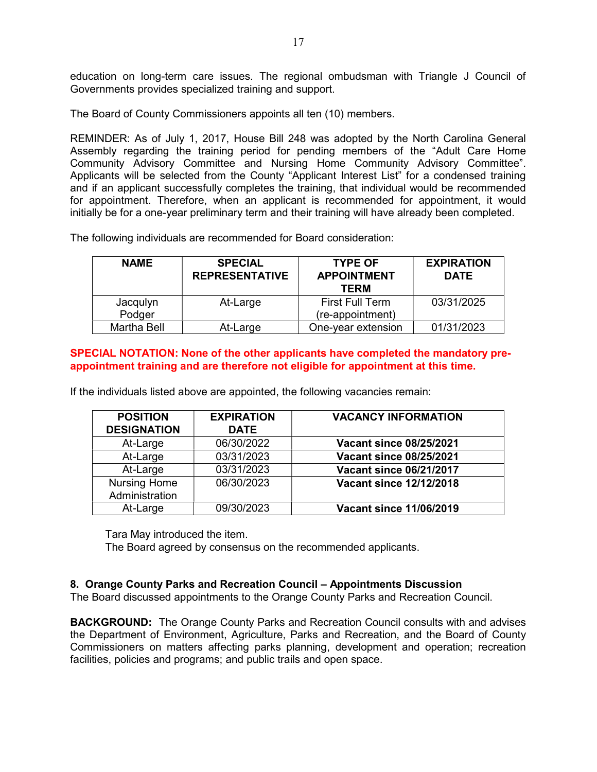education on long-term care issues. The regional ombudsman with Triangle J Council of Governments provides specialized training and support.

The Board of County Commissioners appoints all ten (10) members.

REMINDER: As of July 1, 2017, House Bill 248 was adopted by the North Carolina General Assembly regarding the training period for pending members of the "Adult Care Home Community Advisory Committee and Nursing Home Community Advisory Committee". Applicants will be selected from the County "Applicant Interest List" for a condensed training and if an applicant successfully completes the training, that individual would be recommended for appointment. Therefore, when an applicant is recommended for appointment, it would initially be for a one-year preliminary term and their training will have already been completed.

The following individuals are recommended for Board consideration:

| NAME | SPECIAL REPRESENTATIVE | TYPE OF APPOINTMENT TERM | EXPIRATION DATE |
|---|---|---|---|
| Jacqulyn Podger | At-Large | First Full Term (re-appointment) | 03/31/2025 |
| Martha Bell | At-Large | One-year extension | 01/31/2023 |

**SPECIAL NOTATION: None of the other applicants have completed the mandatory pre-appointment training and are therefore not eligible for appointment at this time.**

If the individuals listed above are appointed, the following vacancies remain:

| POSITION DESIGNATION | EXPIRATION DATE | VACANCY INFORMATION |
|---|---|---|
| At-Large | 06/30/2022 | **Vacant since 08/25/2021** |
| At-Large | 03/31/2023 | **Vacant since 08/25/2021** |
| At-Large | 03/31/2023 | **Vacant since 06/21/2017** |
| Nursing Home Administration | 06/30/2023 | **Vacant since 12/12/2018** |
| At-Large | 09/30/2023 | **Vacant since 11/06/2019** |

Tara May introduced the item.
The Board agreed by consensus on the recommended applicants.

**8. Orange County Parks and Recreation Council – Appointments Discussion**
The Board discussed appointments to the Orange County Parks and Recreation Council.

**BACKGROUND:** The Orange County Parks and Recreation Council consults with and advises the Department of Environment, Agriculture, Parks and Recreation, and the Board of County Commissioners on matters affecting parks planning, development and operation; recreation facilities, policies and programs; and public trails and open space.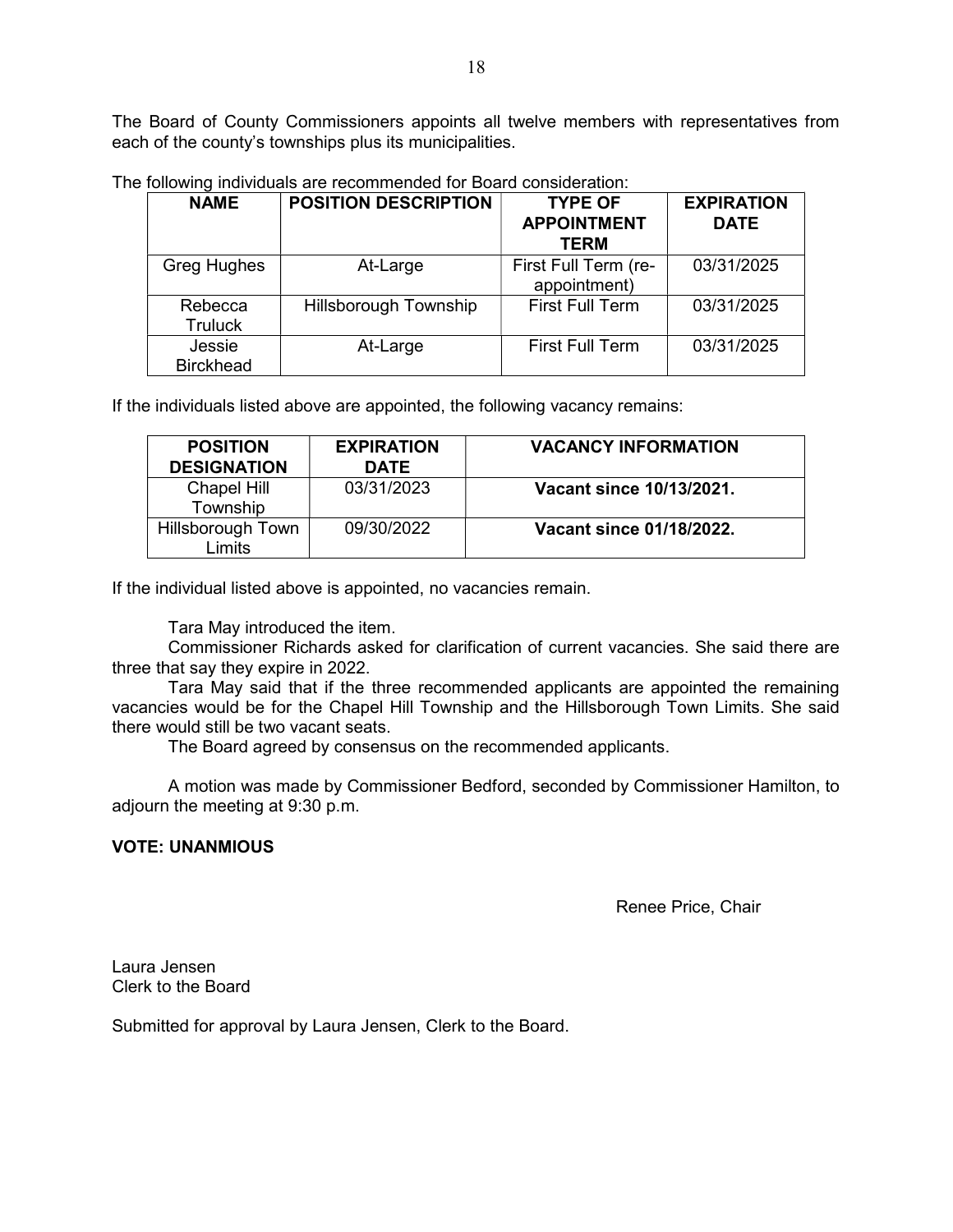The Board of County Commissioners appoints all twelve members with representatives from each of the county's townships plus its municipalities.

The following individuals are recommended for Board consideration:

| NAME | POSITION DESCRIPTION | TYPE OF APPOINTMENT TERM | EXPIRATION DATE |
|---|---|---|---|
| Greg Hughes | At-Large | First Full Term (re-appointment) | 03/31/2025 |
| Rebecca Truluck | Hillsborough Township | First Full Term | 03/31/2025 |
| Jessie Birckhead | At-Large | First Full Term | 03/31/2025 |

If the individuals listed above are appointed, the following vacancy remains:

| POSITION DESIGNATION | EXPIRATION DATE | VACANCY INFORMATION |
|---|---|---|
| Chapel Hill Township | 03/31/2023 | **Vacant since 10/13/2021.** |
| Hillsborough Town Limits | 09/30/2022 | **Vacant since 01/18/2022.** |

If the individual listed above is appointed, no vacancies remain.

Tara May introduced the item.

Commissioner Richards asked for clarification of current vacancies. She said there are three that say they expire in 2022.

Tara May said that if the three recommended applicants are appointed the remaining vacancies would be for the Chapel Hill Township and the Hillsborough Town Limits. She said there would still be two vacant seats.

The Board agreed by consensus on the recommended applicants.

A motion was made by Commissioner Bedford, seconded by Commissioner Hamilton, to adjourn the meeting at 9:30 p.m.

**VOTE: UNANMIOUS**

Renee Price, Chair

Laura Jensen
Clerk to the Board

Submitted for approval by Laura Jensen, Clerk to the Board.